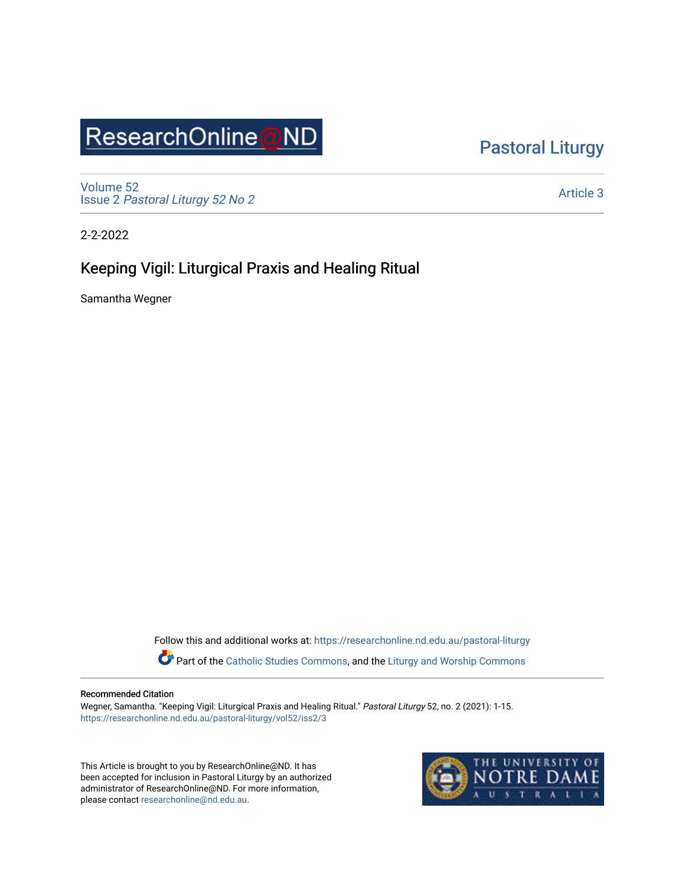ResearchOnline@ND

Pastoral Liturgy

Volume 52
Issue 2 *Pastoral Liturgy 52 No 2*

Article 3

2-2-2022

# Keeping Vigil: Liturgical Praxis and Healing Ritual

Samantha Wegner

Follow this and additional works at: https://researchonline.nd.edu.au/pastoral-liturgy

Part of the Catholic Studies Commons, and the Liturgy and Worship Commons

**Recommended Citation**

Wegner, Samantha. "Keeping Vigil: Liturgical Praxis and Healing Ritual." *Pastoral Liturgy* 52, no. 2 (2021): 1-15.
https://researchonline.nd.edu.au/pastoral-liturgy/vol52/iss2/3

This Article is brought to you by ResearchOnline@ND. It has been accepted for inclusion in Pastoral Liturgy by an authorized administrator of ResearchOnline@ND. For more information, please contact researchonline@nd.edu.au.

THE UNIVERSITY OF NOTRE DAME AUSTRALIA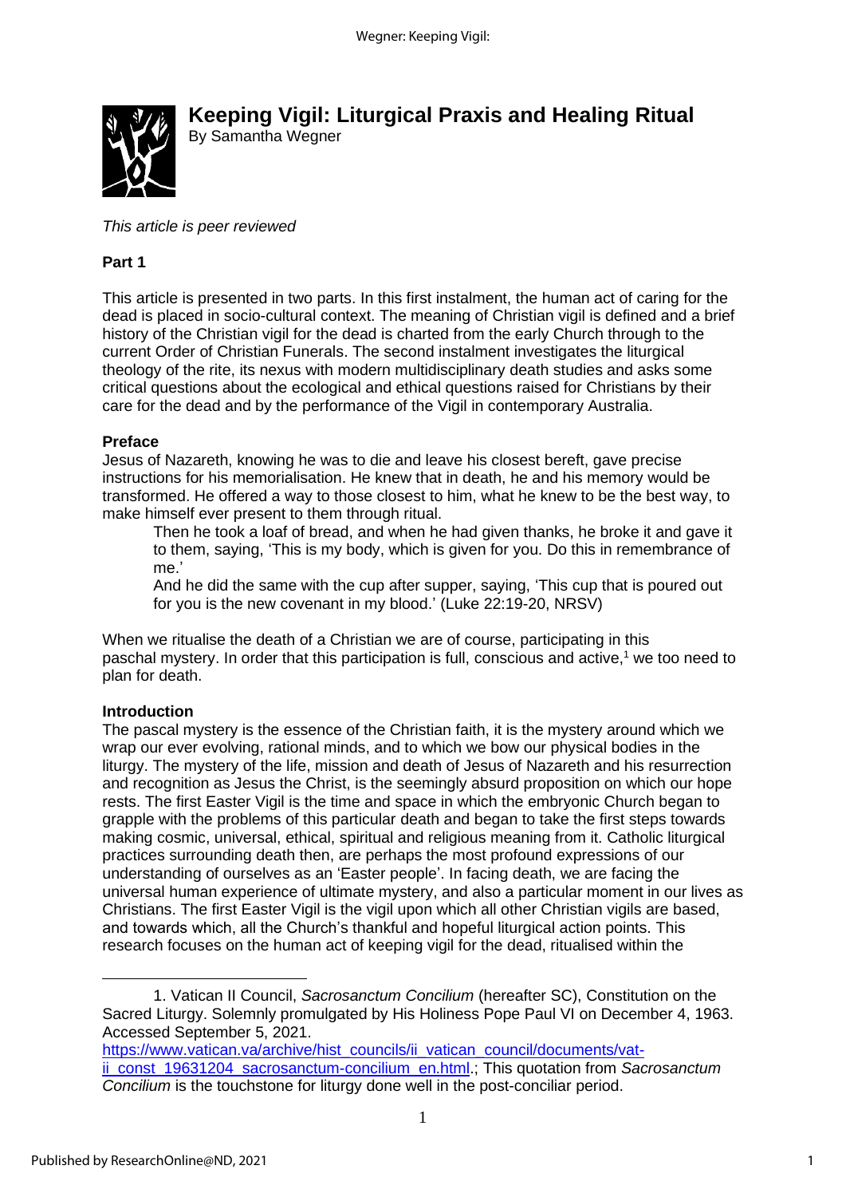# Keeping Vigil: Liturgical Praxis and Healing Ritual

By Samantha Wegner

*This article is peer reviewed*

**Part 1**

This article is presented in two parts. In this first instalment, the human act of caring for the dead is placed in socio-cultural context. The meaning of Christian vigil is defined and a brief history of the Christian vigil for the dead is charted from the early Church through to the current Order of Christian Funerals. The second instalment investigates the liturgical theology of the rite, its nexus with modern multidisciplinary death studies and asks some critical questions about the ecological and ethical questions raised for Christians by their care for the dead and by the performance of the Vigil in contemporary Australia.

**Preface**

Jesus of Nazareth, knowing he was to die and leave his closest bereft, gave precise instructions for his memorialisation. He knew that in death, he and his memory would be transformed. He offered a way to those closest to him, what he knew to be the best way, to make himself ever present to them through ritual.

> Then he took a loaf of bread, and when he had given thanks, he broke it and gave it to them, saying, 'This is my body, which is given for you. Do this in remembrance of me.'
>
> And he did the same with the cup after supper, saying, 'This cup that is poured out for you is the new covenant in my blood.' (Luke 22:19-20, NRSV)

When we ritualise the death of a Christian we are of course, participating in this paschal mystery. In order that this participation is full, conscious and active,[1] we too need to plan for death.

**Introduction**

The pascal mystery is the essence of the Christian faith, it is the mystery around which we wrap our ever evolving, rational minds, and to which we bow our physical bodies in the liturgy. The mystery of the life, mission and death of Jesus of Nazareth and his resurrection and recognition as Jesus the Christ, is the seemingly absurd proposition on which our hope rests. The first Easter Vigil is the time and space in which the embryonic Church began to grapple with the problems of this particular death and began to take the first steps towards making cosmic, universal, ethical, spiritual and religious meaning from it. Catholic liturgical practices surrounding death then, are perhaps the most profound expressions of our understanding of ourselves as an 'Easter people'. In facing death, we are facing the universal human experience of ultimate mystery, and also a particular moment in our lives as Christians. The first Easter Vigil is the vigil upon which all other Christian vigils are based, and towards which, all the Church's thankful and hopeful liturgical action points. This research focuses on the human act of keeping vigil for the dead, ritualised within the

---

1. Vatican II Council, *Sacrosanctum Concilium* (hereafter SC), Constitution on the Sacred Liturgy. Solemnly promulgated by His Holiness Pope Paul VI on December 4, 1963. Accessed September 5, 2021. https://www.vatican.va/archive/hist_councils/ii_vatican_council/documents/vat-ii_const_19631204_sacrosanctum-concilium_en.html.; This quotation from *Sacrosanctum Concilium* is the touchstone for liturgy done well in the post-conciliar period.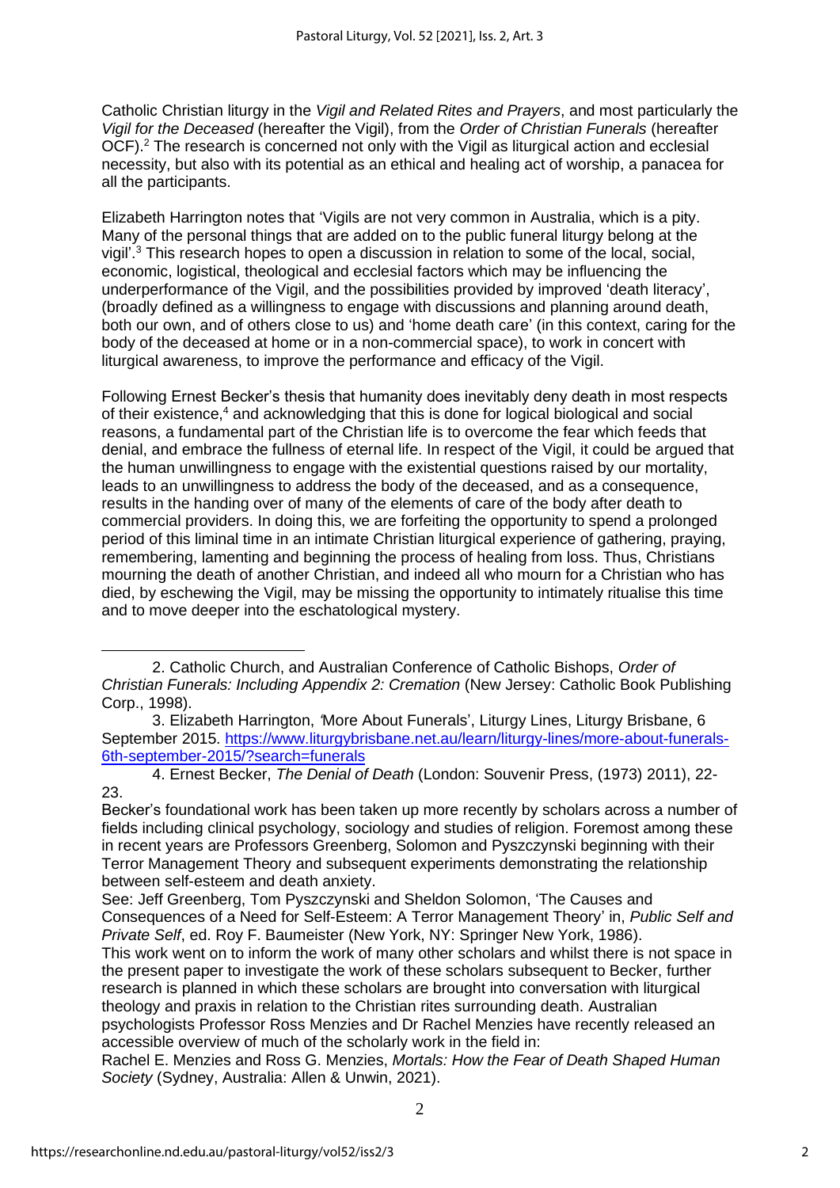Catholic Christian liturgy in the *Vigil and Related Rites and Prayers*, and most particularly the *Vigil for the Deceased* (hereafter the Vigil), from the *Order of Christian Funerals* (hereafter OCF).[2] The research is concerned not only with the Vigil as liturgical action and ecclesial necessity, but also with its potential as an ethical and healing act of worship, a panacea for all the participants.

Elizabeth Harrington notes that 'Vigils are not very common in Australia, which is a pity. Many of the personal things that are added on to the public funeral liturgy belong at the vigil'.[3] This research hopes to open a discussion in relation to some of the local, social, economic, logistical, theological and ecclesial factors which may be influencing the underperformance of the Vigil, and the possibilities provided by improved 'death literacy', (broadly defined as a willingness to engage with discussions and planning around death, both our own, and of others close to us) and 'home death care' (in this context, caring for the body of the deceased at home or in a non-commercial space), to work in concert with liturgical awareness, to improve the performance and efficacy of the Vigil.

Following Ernest Becker's thesis that humanity does inevitably deny death in most respects of their existence,[4] and acknowledging that this is done for logical biological and social reasons, a fundamental part of the Christian life is to overcome the fear which feeds that denial, and embrace the fullness of eternal life. In respect of the Vigil, it could be argued that the human unwillingness to engage with the existential questions raised by our mortality, leads to an unwillingness to address the body of the deceased, and as a consequence, results in the handing over of many of the elements of care of the body after death to commercial providers. In doing this, we are forfeiting the opportunity to spend a prolonged period of this liminal time in an intimate Christian liturgical experience of gathering, praying, remembering, lamenting and beginning the process of healing from loss. Thus, Christians mourning the death of another Christian, and indeed all who mourn for a Christian who has died, by eschewing the Vigil, may be missing the opportunity to intimately ritualise this time and to move deeper into the eschatological mystery.

---

2. Catholic Church, and Australian Conference of Catholic Bishops, *Order of Christian Funerals: Including Appendix 2: Cremation* (New Jersey: Catholic Book Publishing Corp., 1998).

3. Elizabeth Harrington, 'More About Funerals', Liturgy Lines, Liturgy Brisbane, 6 September 2015. https://www.liturgybrisbane.net.au/learn/liturgy-lines/more-about-funerals-6th-september-2015/?search=funerals

4. Ernest Becker, *The Denial of Death* (London: Souvenir Press, (1973) 2011), 22-23.

Becker's foundational work has been taken up more recently by scholars across a number of fields including clinical psychology, sociology and studies of religion. Foremost among these in recent years are Professors Greenberg, Solomon and Pyszczynski beginning with their Terror Management Theory and subsequent experiments demonstrating the relationship between self-esteem and death anxiety.

See: Jeff Greenberg, Tom Pyszczynski and Sheldon Solomon, 'The Causes and Consequences of a Need for Self-Esteem: A Terror Management Theory' in, *Public Self and Private Self*, ed. Roy F. Baumeister (New York, NY: Springer New York, 1986).

This work went on to inform the work of many other scholars and whilst there is not space in the present paper to investigate the work of these scholars subsequent to Becker, further research is planned in which these scholars are brought into conversation with liturgical theology and praxis in relation to the Christian rites surrounding death. Australian psychologists Professor Ross Menzies and Dr Rachel Menzies have recently released an accessible overview of much of the scholarly work in the field in:

Rachel E. Menzies and Ross G. Menzies, *Mortals: How the Fear of Death Shaped Human Society* (Sydney, Australia: Allen & Unwin, 2021).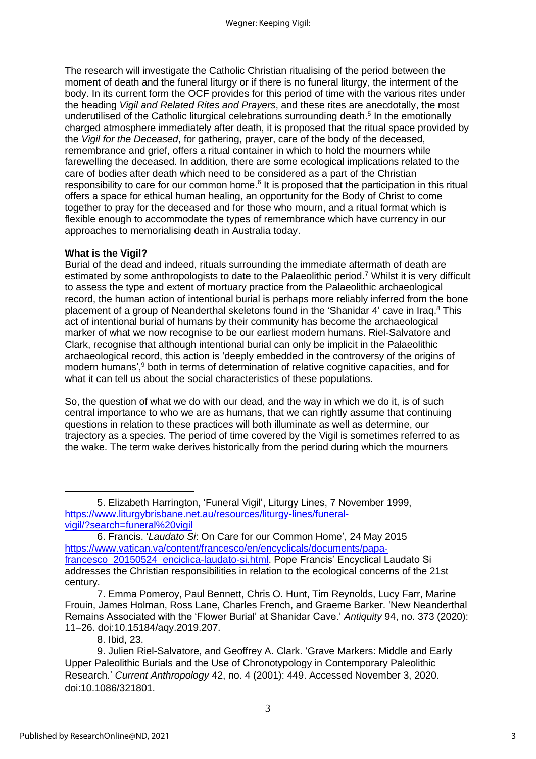The research will investigate the Catholic Christian ritualising of the period between the moment of death and the funeral liturgy or if there is no funeral liturgy, the interment of the body. In its current form the OCF provides for this period of time with the various rites under the heading *Vigil and Related Rites and Prayers*, and these rites are anecdotally, the most underutilised of the Catholic liturgical celebrations surrounding death.[5] In the emotionally charged atmosphere immediately after death, it is proposed that the ritual space provided by the *Vigil for the Deceased*, for gathering, prayer, care of the body of the deceased, remembrance and grief, offers a ritual container in which to hold the mourners while farewelling the deceased. In addition, there are some ecological implications related to the care of bodies after death which need to be considered as a part of the Christian responsibility to care for our common home.[6] It is proposed that the participation in this ritual offers a space for ethical human healing, an opportunity for the Body of Christ to come together to pray for the deceased and for those who mourn, and a ritual format which is flexible enough to accommodate the types of remembrance which have currency in our approaches to memorialising death in Australia today.

**What is the Vigil?**

Burial of the dead and indeed, rituals surrounding the immediate aftermath of death are estimated by some anthropologists to date to the Palaeolithic period.[7] Whilst it is very difficult to assess the type and extent of mortuary practice from the Palaeolithic archaeological record, the human action of intentional burial is perhaps more reliably inferred from the bone placement of a group of Neanderthal skeletons found in the 'Shanidar 4' cave in Iraq.[8] This act of intentional burial of humans by their community has become the archaeological marker of what we now recognise to be our earliest modern humans. Riel-Salvatore and Clark, recognise that although intentional burial can only be implicit in the Palaeolithic archaeological record, this action is 'deeply embedded in the controversy of the origins of modern humans',[9] both in terms of determination of relative cognitive capacities, and for what it can tell us about the social characteristics of these populations.

So, the question of what we do with our dead, and the way in which we do it, is of such central importance to who we are as humans, that we can rightly assume that continuing questions in relation to these practices will both illuminate as well as determine, our trajectory as a species. The period of time covered by the Vigil is sometimes referred to as the wake. The term wake derives historically from the period during which the mourners

---

5. Elizabeth Harrington, 'Funeral Vigil', Liturgy Lines, 7 November 1999, https://www.liturgybrisbane.net.au/resources/liturgy-lines/funeral-vigil/?search=funeral%20vigil

6. Francis. '*Laudato Si*: On Care for our Common Home', 24 May 2015 https://www.vatican.va/content/francesco/en/encyclicals/documents/papa-francesco_20150524_enciclica-laudato-si.html. Pope Francis' Encyclical Laudato Si addresses the Christian responsibilities in relation to the ecological concerns of the 21st century.

7. Emma Pomeroy, Paul Bennett, Chris O. Hunt, Tim Reynolds, Lucy Farr, Marine Frouin, James Holman, Ross Lane, Charles French, and Graeme Barker. 'New Neanderthal Remains Associated with the 'Flower Burial' at Shanidar Cave.' *Antiquity* 94, no. 373 (2020): 11–26. doi:10.15184/aqy.2019.207.

8. Ibid, 23.

9. Julien Riel-Salvatore, and Geoffrey A. Clark. 'Grave Markers: Middle and Early Upper Paleolithic Burials and the Use of Chronotypology in Contemporary Paleolithic Research.' *Current Anthropology* 42, no. 4 (2001): 449. Accessed November 3, 2020. doi:10.1086/321801.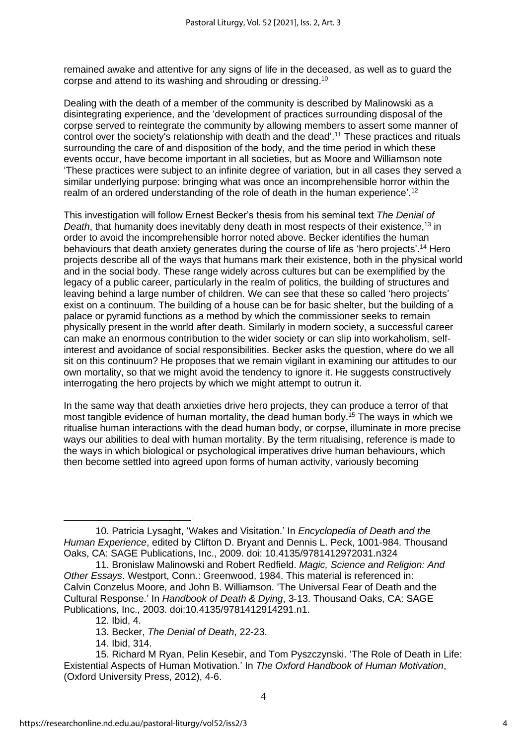remained awake and attentive for any signs of life in the deceased, as well as to guard the corpse and attend to its washing and shrouding or dressing.[10]

Dealing with the death of a member of the community is described by Malinowski as a disintegrating experience, and the 'development of practices surrounding disposal of the corpse served to reintegrate the community by allowing members to assert some manner of control over the society's relationship with death and the dead'.[11] These practices and rituals surrounding the care of and disposition of the body, and the time period in which these events occur, have become important in all societies, but as Moore and Williamson note 'These practices were subject to an infinite degree of variation, but in all cases they served a similar underlying purpose: bringing what was once an incomprehensible horror within the realm of an ordered understanding of the role of death in the human experience'.[12]

This investigation will follow Ernest Becker's thesis from his seminal text *The Denial of Death*, that humanity does inevitably deny death in most respects of their existence,[13] in order to avoid the incomprehensible horror noted above. Becker identifies the human behaviours that death anxiety generates during the course of life as 'hero projects'.[14] Hero projects describe all of the ways that humans mark their existence, both in the physical world and in the social body. These range widely across cultures but can be exemplified by the legacy of a public career, particularly in the realm of politics, the building of structures and leaving behind a large number of children. We can see that these so called 'hero projects' exist on a continuum. The building of a house can be for basic shelter, but the building of a palace or pyramid functions as a method by which the commissioner seeks to remain physically present in the world after death. Similarly in modern society, a successful career can make an enormous contribution to the wider society or can slip into workaholism, self-interest and avoidance of social responsibilities. Becker asks the question, where do we all sit on this continuum? He proposes that we remain vigilant in examining our attitudes to our own mortality, so that we might avoid the tendency to ignore it. He suggests constructively interrogating the hero projects by which we might attempt to outrun it.

In the same way that death anxieties drive hero projects, they can produce a terror of that most tangible evidence of human mortality, the dead human body.[15] The ways in which we ritualise human interactions with the dead human body, or corpse, illuminate in more precise ways our abilities to deal with human mortality. By the term ritualising, reference is made to the ways in which biological or psychological imperatives drive human behaviours, which then become settled into agreed upon forms of human activity, variously becoming

---

10. Patricia Lysaght, 'Wakes and Visitation.' In *Encyclopedia of Death and the Human Experience*, edited by Clifton D. Bryant and Dennis L. Peck, 1001-984. Thousand Oaks, CA: SAGE Publications, Inc., 2009. doi: 10.4135/9781412972031.n324

11. Bronislaw Malinowski and Robert Redfield. *Magic, Science and Religion: And Other Essays*. Westport, Conn.: Greenwood, 1984. This material is referenced in: Calvin Conzelus Moore, and John B. Williamson. 'The Universal Fear of Death and the Cultural Response.' In *Handbook of Death & Dying*, 3-13. Thousand Oaks, CA: SAGE Publications, Inc., 2003. doi:10.4135/9781412914291.n1.

12. Ibid, 4.

13. Becker, *The Denial of Death*, 22-23.

14. Ibid, 314.

15. Richard M Ryan, Pelin Kesebir, and Tom Pyszczynski. 'The Role of Death in Life: Existential Aspects of Human Motivation.' In *The Oxford Handbook of Human Motivation*, (Oxford University Press, 2012), 4-6.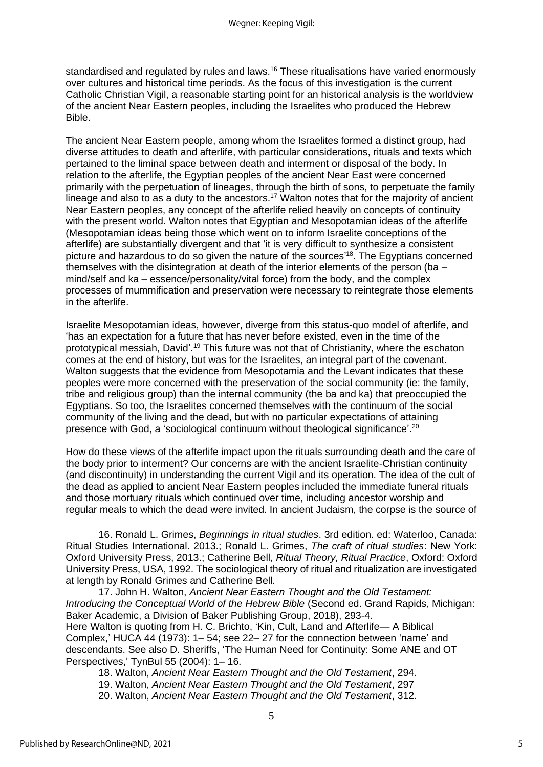standardised and regulated by rules and laws.[16] These ritualisations have varied enormously over cultures and historical time periods. As the focus of this investigation is the current Catholic Christian Vigil, a reasonable starting point for an historical analysis is the worldview of the ancient Near Eastern peoples, including the Israelites who produced the Hebrew Bible.

The ancient Near Eastern people, among whom the Israelites formed a distinct group, had diverse attitudes to death and afterlife, with particular considerations, rituals and texts which pertained to the liminal space between death and interment or disposal of the body. In relation to the afterlife, the Egyptian peoples of the ancient Near East were concerned primarily with the perpetuation of lineages, through the birth of sons, to perpetuate the family lineage and also to as a duty to the ancestors.[17] Walton notes that for the majority of ancient Near Eastern peoples, any concept of the afterlife relied heavily on concepts of continuity with the present world. Walton notes that Egyptian and Mesopotamian ideas of the afterlife (Mesopotamian ideas being those which went on to inform Israelite conceptions of the afterlife) are substantially divergent and that 'it is very difficult to synthesize a consistent picture and hazardous to do so given the nature of the sources'[18]. The Egyptians concerned themselves with the disintegration at death of the interior elements of the person (ba – mind/self and ka – essence/personality/vital force) from the body, and the complex processes of mummification and preservation were necessary to reintegrate those elements in the afterlife.

Israelite Mesopotamian ideas, however, diverge from this status-quo model of afterlife, and 'has an expectation for a future that has never before existed, even in the time of the prototypical messiah, David'.[19] This future was not that of Christianity, where the eschaton comes at the end of history, but was for the Israelites, an integral part of the covenant. Walton suggests that the evidence from Mesopotamia and the Levant indicates that these peoples were more concerned with the preservation of the social community (ie: the family, tribe and religious group) than the internal community (the ba and ka) that preoccupied the Egyptians. So too, the Israelites concerned themselves with the continuum of the social community of the living and the dead, but with no particular expectations of attaining presence with God, a 'sociological continuum without theological significance'.[20]

How do these views of the afterlife impact upon the rituals surrounding death and the care of the body prior to interment? Our concerns are with the ancient Israelite-Christian continuity (and discontinuity) in understanding the current Vigil and its operation. The idea of the cult of the dead as applied to ancient Near Eastern peoples included the immediate funeral rituals and those mortuary rituals which continued over time, including ancestor worship and regular meals to which the dead were invited. In ancient Judaism, the corpse is the source of

---

16. Ronald L. Grimes, *Beginnings in ritual studies*. 3rd edition. ed: Waterloo, Canada: Ritual Studies International. 2013.; Ronald L. Grimes, *The craft of ritual studies*: New York: Oxford University Press, 2013.; Catherine Bell, *Ritual Theory, Ritual Practice*, Oxford: Oxford University Press, USA, 1992. The sociological theory of ritual and ritualization are investigated at length by Ronald Grimes and Catherine Bell.

17. John H. Walton, *Ancient Near Eastern Thought and the Old Testament: Introducing the Conceptual World of the Hebrew Bible* (Second ed. Grand Rapids, Michigan: Baker Academic, a Division of Baker Publishing Group, 2018), 293-4.
Here Walton is quoting from H. C. Brichto, 'Kin, Cult, Land and Afterlife— A Biblical Complex,' HUCA 44 (1973): 1– 54; see 22– 27 for the connection between 'name' and descendants. See also D. Sheriffs, 'The Human Need for Continuity: Some ANE and OT Perspectives,' TynBul 55 (2004): 1– 16.

18. Walton, *Ancient Near Eastern Thought and the Old Testament*, 294.

19. Walton, *Ancient Near Eastern Thought and the Old Testament*, 297

20. Walton, *Ancient Near Eastern Thought and the Old Testament*, 312.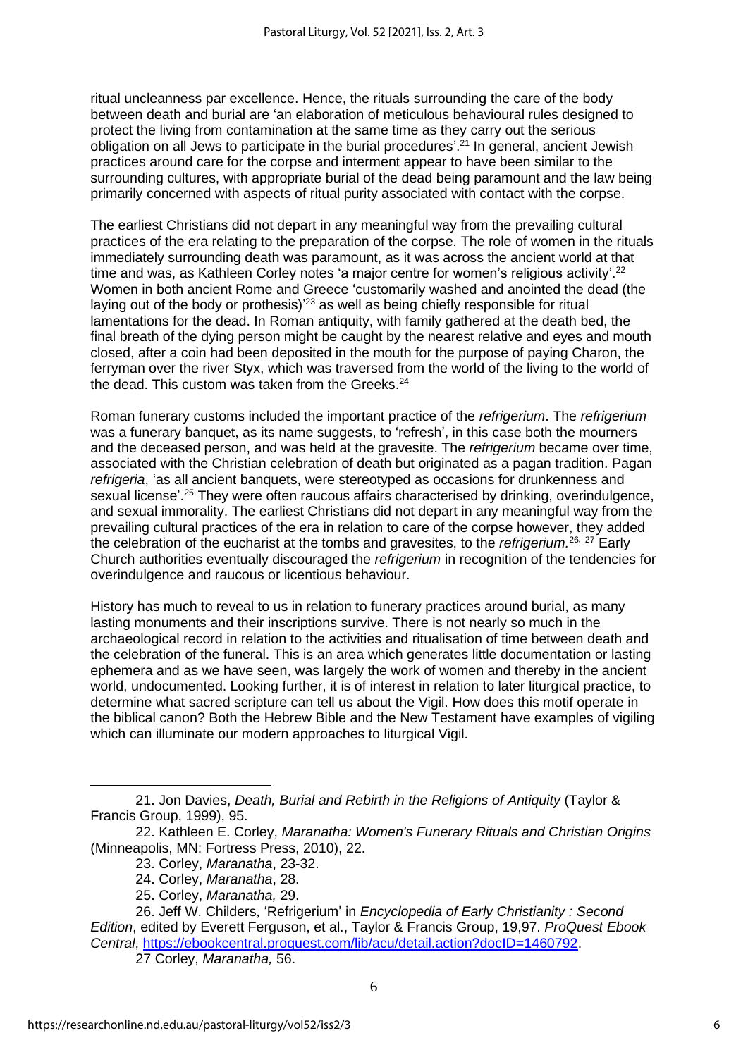ritual uncleanness par excellence. Hence, the rituals surrounding the care of the body between death and burial are 'an elaboration of meticulous behavioural rules designed to protect the living from contamination at the same time as they carry out the serious obligation on all Jews to participate in the burial procedures'.[21] In general, ancient Jewish practices around care for the corpse and interment appear to have been similar to the surrounding cultures, with appropriate burial of the dead being paramount and the law being primarily concerned with aspects of ritual purity associated with contact with the corpse.

The earliest Christians did not depart in any meaningful way from the prevailing cultural practices of the era relating to the preparation of the corpse. The role of women in the rituals immediately surrounding death was paramount, as it was across the ancient world at that time and was, as Kathleen Corley notes 'a major centre for women's religious activity'.[22] Women in both ancient Rome and Greece 'customarily washed and anointed the dead (the laying out of the body or prothesis)'[23] as well as being chiefly responsible for ritual lamentations for the dead. In Roman antiquity, with family gathered at the death bed, the final breath of the dying person might be caught by the nearest relative and eyes and mouth closed, after a coin had been deposited in the mouth for the purpose of paying Charon, the ferryman over the river Styx, which was traversed from the world of the living to the world of the dead. This custom was taken from the Greeks.[24]

Roman funerary customs included the important practice of the *refrigerium*. The *refrigerium* was a funerary banquet, as its name suggests, to 'refresh', in this case both the mourners and the deceased person, and was held at the gravesite. The *refrigerium* became over time, associated with the Christian celebration of death but originated as a pagan tradition. Pagan *refrigeria*, 'as all ancient banquets, were stereotyped as occasions for drunkenness and sexual license'.[25] They were often raucous affairs characterised by drinking, overindulgence, and sexual immorality. The earliest Christians did not depart in any meaningful way from the prevailing cultural practices of the era in relation to care of the corpse however, they added the celebration of the eucharist at the tombs and gravesites, to the *refrigerium.*[26, 27] Early Church authorities eventually discouraged the *refrigerium* in recognition of the tendencies for overindulgence and raucous or licentious behaviour.

History has much to reveal to us in relation to funerary practices around burial, as many lasting monuments and their inscriptions survive. There is not nearly so much in the archaeological record in relation to the activities and ritualisation of time between death and the celebration of the funeral. This is an area which generates little documentation or lasting ephemera and as we have seen, was largely the work of women and thereby in the ancient world, undocumented. Looking further, it is of interest in relation to later liturgical practice, to determine what sacred scripture can tell us about the Vigil. How does this motif operate in the biblical canon? Both the Hebrew Bible and the New Testament have examples of vigiling which can illuminate our modern approaches to liturgical Vigil.

---

21. Jon Davies, *Death, Burial and Rebirth in the Religions of Antiquity* (Taylor & Francis Group, 1999), 95.

22. Kathleen E. Corley, *Maranatha: Women's Funerary Rituals and Christian Origins* (Minneapolis, MN: Fortress Press, 2010), 22.

23. Corley, *Maranatha*, 23-32.

24. Corley, *Maranatha*, 28.

25. Corley, *Maranatha,* 29.

26. Jeff W. Childers, 'Refrigerium' in *Encyclopedia of Early Christianity : Second Edition*, edited by Everett Ferguson, et al., Taylor & Francis Group, 19,97. *ProQuest Ebook Central*, https://ebookcentral.proquest.com/lib/acu/detail.action?docID=1460792.

27 Corley, *Maranatha,* 56.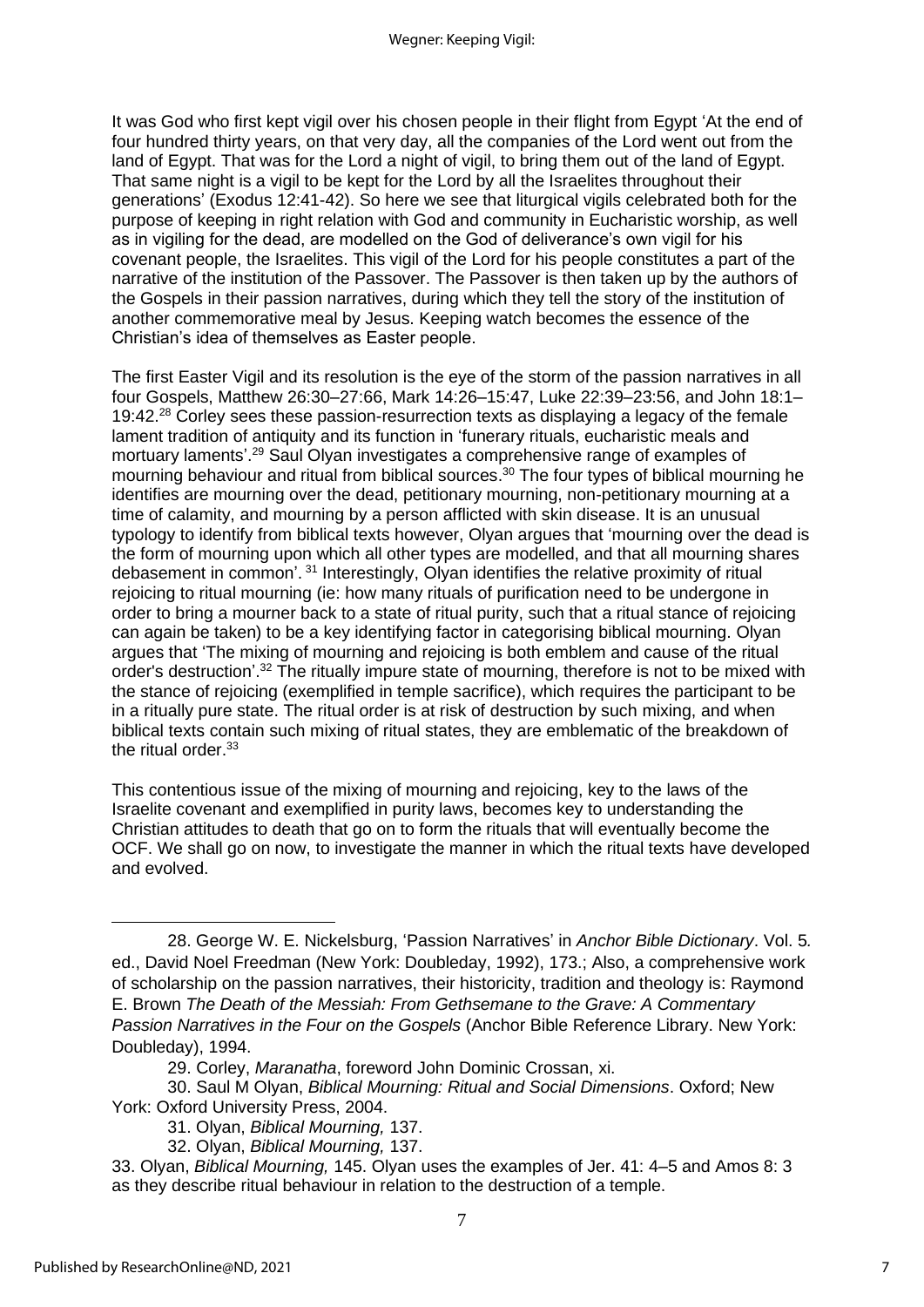It was God who first kept vigil over his chosen people in their flight from Egypt 'At the end of four hundred thirty years, on that very day, all the companies of the Lord went out from the land of Egypt. That was for the Lord a night of vigil, to bring them out of the land of Egypt. That same night is a vigil to be kept for the Lord by all the Israelites throughout their generations' (Exodus 12:41-42). So here we see that liturgical vigils celebrated both for the purpose of keeping in right relation with God and community in Eucharistic worship, as well as in vigiling for the dead, are modelled on the God of deliverance's own vigil for his covenant people, the Israelites. This vigil of the Lord for his people constitutes a part of the narrative of the institution of the Passover. The Passover is then taken up by the authors of the Gospels in their passion narratives, during which they tell the story of the institution of another commemorative meal by Jesus. Keeping watch becomes the essence of the Christian's idea of themselves as Easter people.

The first Easter Vigil and its resolution is the eye of the storm of the passion narratives in all four Gospels, Matthew 26:30–27:66, Mark 14:26–15:47, Luke 22:39–23:56, and John 18:1–19:42.[28] Corley sees these passion-resurrection texts as displaying a legacy of the female lament tradition of antiquity and its function in 'funerary rituals, eucharistic meals and mortuary laments'.[29] Saul Olyan investigates a comprehensive range of examples of mourning behaviour and ritual from biblical sources.[30] The four types of biblical mourning he identifies are mourning over the dead, petitionary mourning, non-petitionary mourning at a time of calamity, and mourning by a person afflicted with skin disease. It is an unusual typology to identify from biblical texts however, Olyan argues that 'mourning over the dead is the form of mourning upon which all other types are modelled, and that all mourning shares debasement in common'. [31] Interestingly, Olyan identifies the relative proximity of ritual rejoicing to ritual mourning (ie: how many rituals of purification need to be undergone in order to bring a mourner back to a state of ritual purity, such that a ritual stance of rejoicing can again be taken) to be a key identifying factor in categorising biblical mourning. Olyan argues that 'The mixing of mourning and rejoicing is both emblem and cause of the ritual order's destruction'.[32] The ritually impure state of mourning, therefore is not to be mixed with the stance of rejoicing (exemplified in temple sacrifice), which requires the participant to be in a ritually pure state. The ritual order is at risk of destruction by such mixing, and when biblical texts contain such mixing of ritual states, they are emblematic of the breakdown of the ritual order.[33]

This contentious issue of the mixing of mourning and rejoicing, key to the laws of the Israelite covenant and exemplified in purity laws, becomes key to understanding the Christian attitudes to death that go on to form the rituals that will eventually become the OCF. We shall go on now, to investigate the manner in which the ritual texts have developed and evolved.

---

28. George W. E. Nickelsburg, 'Passion Narratives' in *Anchor Bible Dictionary*. Vol. 5. ed., David Noel Freedman (New York: Doubleday, 1992), 173.; Also, a comprehensive work of scholarship on the passion narratives, their historicity, tradition and theology is: Raymond E. Brown *The Death of the Messiah: From Gethsemane to the Grave: A Commentary Passion Narratives in the Four on the Gospels* (Anchor Bible Reference Library. New York: Doubleday), 1994.

29. Corley, *Maranatha*, foreword John Dominic Crossan, xi.

30. Saul M Olyan, *Biblical Mourning: Ritual and Social Dimensions*. Oxford; New York: Oxford University Press, 2004.

31. Olyan, *Biblical Mourning,* 137.

32. Olyan, *Biblical Mourning,* 137.

33. Olyan, *Biblical Mourning,* 145. Olyan uses the examples of Jer. 41: 4–5 and Amos 8: 3 as they describe ritual behaviour in relation to the destruction of a temple.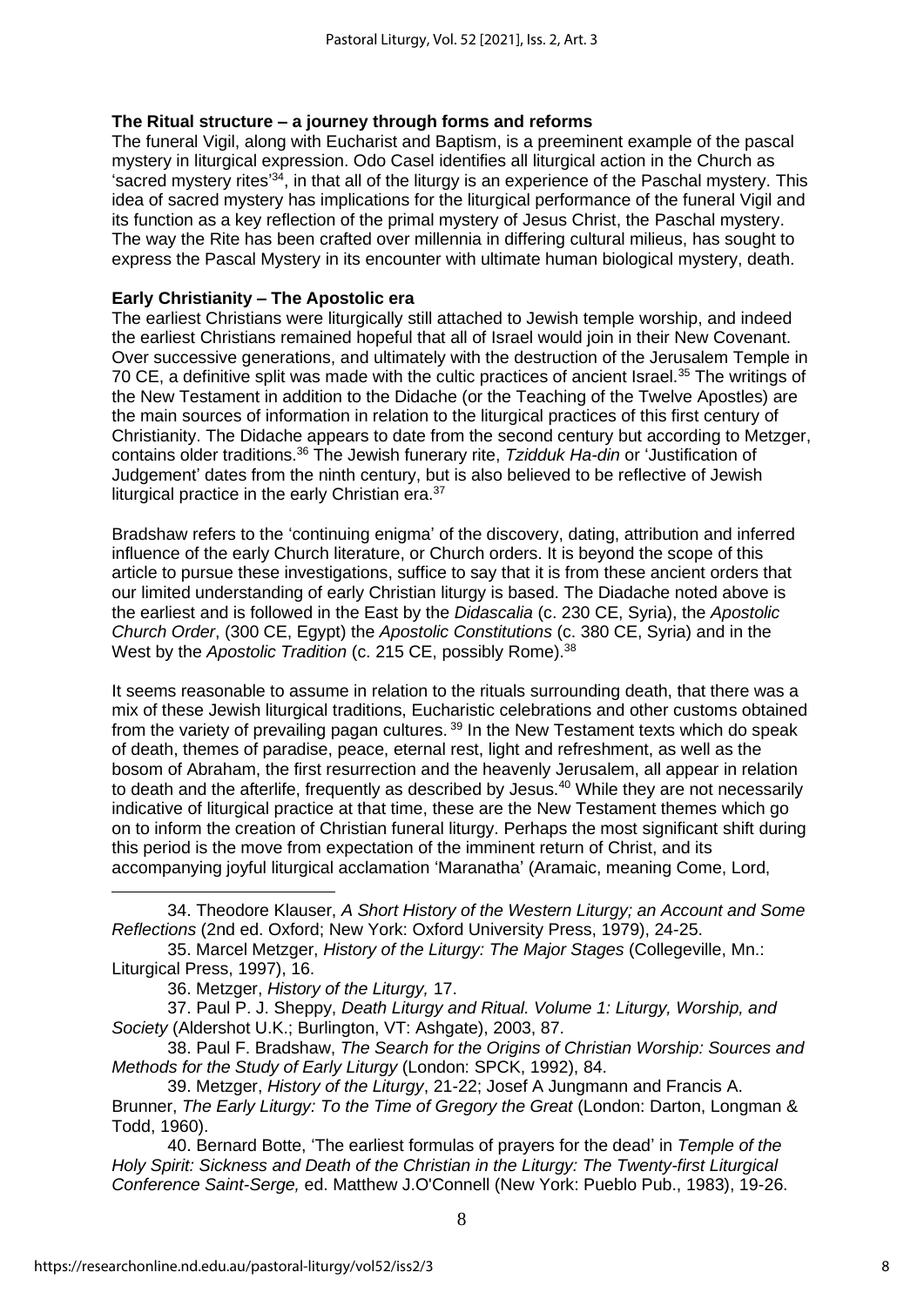**The Ritual structure – a journey through forms and reforms**

The funeral Vigil, along with Eucharist and Baptism, is a preeminent example of the pascal mystery in liturgical expression. Odo Casel identifies all liturgical action in the Church as 'sacred mystery rites'[34], in that all of the liturgy is an experience of the Paschal mystery. This idea of sacred mystery has implications for the liturgical performance of the funeral Vigil and its function as a key reflection of the primal mystery of Jesus Christ, the Paschal mystery. The way the Rite has been crafted over millennia in differing cultural milieus, has sought to express the Pascal Mystery in its encounter with ultimate human biological mystery, death.

**Early Christianity – The Apostolic era**

The earliest Christians were liturgically still attached to Jewish temple worship, and indeed the earliest Christians remained hopeful that all of Israel would join in their New Covenant. Over successive generations, and ultimately with the destruction of the Jerusalem Temple in 70 CE, a definitive split was made with the cultic practices of ancient Israel.[35] The writings of the New Testament in addition to the Didache (or the Teaching of the Twelve Apostles) are the main sources of information in relation to the liturgical practices of this first century of Christianity. The Didache appears to date from the second century but according to Metzger, contains older traditions.[36] The Jewish funerary rite, *Tzidduk Ha-din* or 'Justification of Judgement' dates from the ninth century, but is also believed to be reflective of Jewish liturgical practice in the early Christian era.[37]

Bradshaw refers to the 'continuing enigma' of the discovery, dating, attribution and inferred influence of the early Church literature, or Church orders. It is beyond the scope of this article to pursue these investigations, suffice to say that it is from these ancient orders that our limited understanding of early Christian liturgy is based. The Diadache noted above is the earliest and is followed in the East by the *Didascalia* (c. 230 CE, Syria), the *Apostolic Church Order*, (300 CE, Egypt) the *Apostolic Constitutions* (c. 380 CE, Syria) and in the West by the *Apostolic Tradition* (c. 215 CE, possibly Rome).[38]

It seems reasonable to assume in relation to the rituals surrounding death, that there was a mix of these Jewish liturgical traditions, Eucharistic celebrations and other customs obtained from the variety of prevailing pagan cultures.[39] In the New Testament texts which do speak of death, themes of paradise, peace, eternal rest, light and refreshment, as well as the bosom of Abraham, the first resurrection and the heavenly Jerusalem, all appear in relation to death and the afterlife, frequently as described by Jesus.[40] While they are not necessarily indicative of liturgical practice at that time, these are the New Testament themes which go on to inform the creation of Christian funeral liturgy. Perhaps the most significant shift during this period is the move from expectation of the imminent return of Christ, and its accompanying joyful liturgical acclamation 'Maranatha' (Aramaic, meaning Come, Lord,

---

34. Theodore Klauser, *A Short History of the Western Liturgy; an Account and Some Reflections* (2nd ed. Oxford; New York: Oxford University Press, 1979), 24-25.

35. Marcel Metzger, *History of the Liturgy: The Major Stages* (Collegeville, Mn.: Liturgical Press, 1997), 16.

36. Metzger, *History of the Liturgy,* 17.

37. Paul P. J. Sheppy, *Death Liturgy and Ritual. Volume 1: Liturgy, Worship, and Society* (Aldershot U.K.; Burlington, VT: Ashgate), 2003, 87.

38. Paul F. Bradshaw, *The Search for the Origins of Christian Worship: Sources and Methods for the Study of Early Liturgy* (London: SPCK, 1992), 84.

39. Metzger, *History of the Liturgy*, 21-22; Josef A Jungmann and Francis A. Brunner, *The Early Liturgy: To the Time of Gregory the Great* (London: Darton, Longman & Todd, 1960).

40. Bernard Botte, 'The earliest formulas of prayers for the dead' in *Temple of the Holy Spirit: Sickness and Death of the Christian in the Liturgy: The Twenty-first Liturgical Conference Saint-Serge,* ed. Matthew J.O'Connell (New York: Pueblo Pub., 1983), 19-26.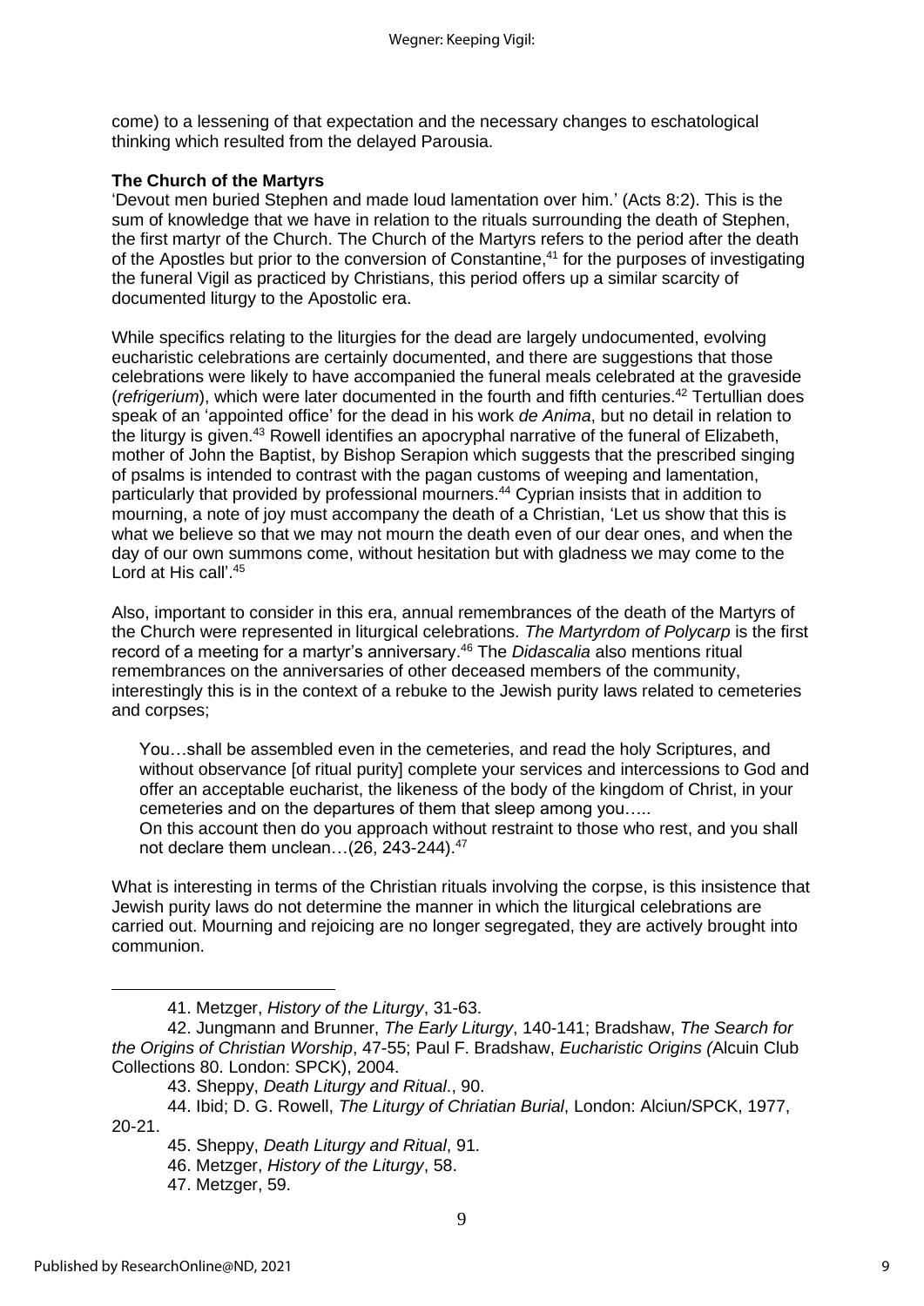come) to a lessening of that expectation and the necessary changes to eschatological thinking which resulted from the delayed Parousia.

**The Church of the Martyrs**

'Devout men buried Stephen and made loud lamentation over him.' (Acts 8:2). This is the sum of knowledge that we have in relation to the rituals surrounding the death of Stephen, the first martyr of the Church. The Church of the Martyrs refers to the period after the death of the Apostles but prior to the conversion of Constantine,[41] for the purposes of investigating the funeral Vigil as practiced by Christians, this period offers up a similar scarcity of documented liturgy to the Apostolic era.

While specifics relating to the liturgies for the dead are largely undocumented, evolving eucharistic celebrations are certainly documented, and there are suggestions that those celebrations were likely to have accompanied the funeral meals celebrated at the graveside (*refrigerium*), which were later documented in the fourth and fifth centuries.[42] Tertullian does speak of an 'appointed office' for the dead in his work *de Anima*, but no detail in relation to the liturgy is given.[43] Rowell identifies an apocryphal narrative of the funeral of Elizabeth, mother of John the Baptist, by Bishop Serapion which suggests that the prescribed singing of psalms is intended to contrast with the pagan customs of weeping and lamentation, particularly that provided by professional mourners.[44] Cyprian insists that in addition to mourning, a note of joy must accompany the death of a Christian, 'Let us show that this is what we believe so that we may not mourn the death even of our dear ones, and when the day of our own summons come, without hesitation but with gladness we may come to the Lord at His call'.[45]

Also, important to consider in this era, annual remembrances of the death of the Martyrs of the Church were represented in liturgical celebrations. *The Martyrdom of Polycarp* is the first record of a meeting for a martyr's anniversary.[46] The *Didascalia* also mentions ritual remembrances on the anniversaries of other deceased members of the community, interestingly this is in the context of a rebuke to the Jewish purity laws related to cemeteries and corpses;

> You…shall be assembled even in the cemeteries, and read the holy Scriptures, and without observance [of ritual purity] complete your services and intercessions to God and offer an acceptable eucharist, the likeness of the body of the kingdom of Christ, in your cemeteries and on the departures of them that sleep among you…..
> On this account then do you approach without restraint to those who rest, and you shall not declare them unclean…(26, 243-244).[47]

What is interesting in terms of the Christian rituals involving the corpse, is this insistence that Jewish purity laws do not determine the manner in which the liturgical celebrations are carried out. Mourning and rejoicing are no longer segregated, they are actively brought into communion.

---

41. Metzger, *History of the Liturgy*, 31-63.

42. Jungmann and Brunner, *The Early Liturgy*, 140-141; Bradshaw, *The Search for the Origins of Christian Worship*, 47-55; Paul F. Bradshaw, *Eucharistic Origins (*Alcuin Club Collections 80. London: SPCK), 2004.

43. Sheppy, *Death Liturgy and Ritual*., 90.

44. Ibid; D. G. Rowell, *The Liturgy of Chriatian Burial*, London: Alciun/SPCK, 1977, 20-21.

45. Sheppy, *Death Liturgy and Ritual*, 91.

46. Metzger, *History of the Liturgy*, 58.

47. Metzger, 59.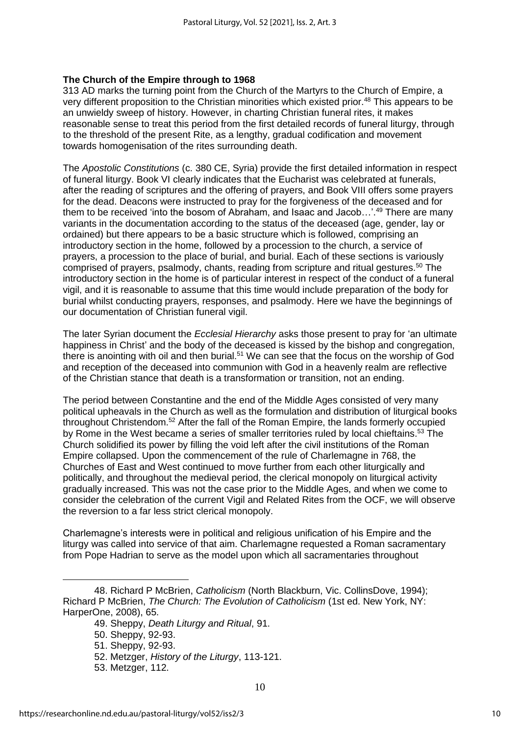## The Church of the Empire through to 1968

313 AD marks the turning point from the Church of the Martyrs to the Church of Empire, a very different proposition to the Christian minorities which existed prior.[48] This appears to be an unwieldy sweep of history. However, in charting Christian funeral rites, it makes reasonable sense to treat this period from the first detailed records of funeral liturgy, through to the threshold of the present Rite, as a lengthy, gradual codification and movement towards homogenisation of the rites surrounding death.

The *Apostolic Constitutions* (c. 380 CE, Syria) provide the first detailed information in respect of funeral liturgy. Book VI clearly indicates that the Eucharist was celebrated at funerals, after the reading of scriptures and the offering of prayers, and Book VIII offers some prayers for the dead. Deacons were instructed to pray for the forgiveness of the deceased and for them to be received 'into the bosom of Abraham, and Isaac and Jacob…'.[49] There are many variants in the documentation according to the status of the deceased (age, gender, lay or ordained) but there appears to be a basic structure which is followed, comprising an introductory section in the home, followed by a procession to the church, a service of prayers, a procession to the place of burial, and burial. Each of these sections is variously comprised of prayers, psalmody, chants, reading from scripture and ritual gestures.[50] The introductory section in the home is of particular interest in respect of the conduct of a funeral vigil, and it is reasonable to assume that this time would include preparation of the body for burial whilst conducting prayers, responses, and psalmody. Here we have the beginnings of our documentation of Christian funeral vigil.

The later Syrian document the *Ecclesial Hierarchy* asks those present to pray for 'an ultimate happiness in Christ' and the body of the deceased is kissed by the bishop and congregation, there is anointing with oil and then burial.[51] We can see that the focus on the worship of God and reception of the deceased into communion with God in a heavenly realm are reflective of the Christian stance that death is a transformation or transition, not an ending.

The period between Constantine and the end of the Middle Ages consisted of very many political upheavals in the Church as well as the formulation and distribution of liturgical books throughout Christendom.[52] After the fall of the Roman Empire, the lands formerly occupied by Rome in the West became a series of smaller territories ruled by local chieftains.[53] The Church solidified its power by filling the void left after the civil institutions of the Roman Empire collapsed. Upon the commencement of the rule of Charlemagne in 768, the Churches of East and West continued to move further from each other liturgically and politically, and throughout the medieval period, the clerical monopoly on liturgical activity gradually increased. This was not the case prior to the Middle Ages, and when we come to consider the celebration of the current Vigil and Related Rites from the OCF, we will observe the reversion to a far less strict clerical monopoly.

Charlemagne's interests were in political and religious unification of his Empire and the liturgy was called into service of that aim. Charlemagne requested a Roman sacramentary from Pope Hadrian to serve as the model upon which all sacramentaries throughout

---

48. Richard P McBrien, *Catholicism* (North Blackburn, Vic. CollinsDove, 1994); Richard P McBrien, *The Church: The Evolution of Catholicism* (1st ed. New York, NY: HarperOne, 2008), 65.

49. Sheppy, *Death Liturgy and Ritual*, 91.

50. Sheppy, 92-93.

51. Sheppy, 92-93.

52. Metzger, *History of the Liturgy*, 113-121.

53. Metzger, 112.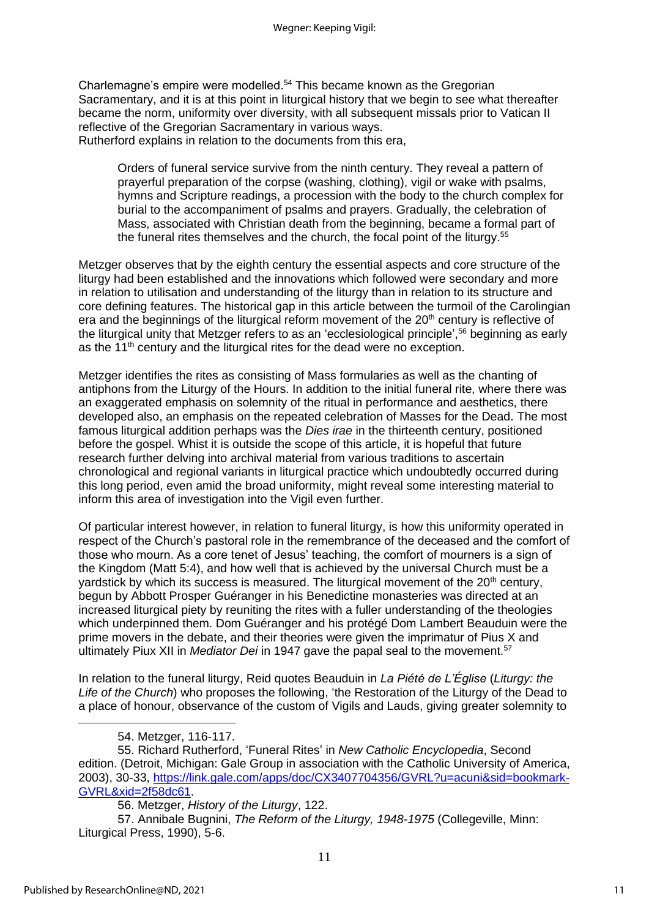Charlemagne's empire were modelled.[54] This became known as the Gregorian Sacramentary, and it is at this point in liturgical history that we begin to see what thereafter became the norm, uniformity over diversity, with all subsequent missals prior to Vatican II reflective of the Gregorian Sacramentary in various ways.
Rutherford explains in relation to the documents from this era,

> Orders of funeral service survive from the ninth century. They reveal a pattern of prayerful preparation of the corpse (washing, clothing), vigil or wake with psalms, hymns and Scripture readings, a procession with the body to the church complex for burial to the accompaniment of psalms and prayers. Gradually, the celebration of Mass, associated with Christian death from the beginning, became a formal part of the funeral rites themselves and the church, the focal point of the liturgy.[55]

Metzger observes that by the eighth century the essential aspects and core structure of the liturgy had been established and the innovations which followed were secondary and more in relation to utilisation and understanding of the liturgy than in relation to its structure and core defining features. The historical gap in this article between the turmoil of the Carolingian era and the beginnings of the liturgical reform movement of the 20th century is reflective of the liturgical unity that Metzger refers to as an 'ecclesiological principle',[56] beginning as early as the 11th century and the liturgical rites for the dead were no exception.

Metzger identifies the rites as consisting of Mass formularies as well as the chanting of antiphons from the Liturgy of the Hours. In addition to the initial funeral rite, where there was an exaggerated emphasis on solemnity of the ritual in performance and aesthetics, there developed also, an emphasis on the repeated celebration of Masses for the Dead. The most famous liturgical addition perhaps was the *Dies irae* in the thirteenth century, positioned before the gospel. Whist it is outside the scope of this article, it is hopeful that future research further delving into archival material from various traditions to ascertain chronological and regional variants in liturgical practice which undoubtedly occurred during this long period, even amid the broad uniformity, might reveal some interesting material to inform this area of investigation into the Vigil even further.

Of particular interest however, in relation to funeral liturgy, is how this uniformity operated in respect of the Church's pastoral role in the remembrance of the deceased and the comfort of those who mourn. As a core tenet of Jesus' teaching, the comfort of mourners is a sign of the Kingdom (Matt 5:4), and how well that is achieved by the universal Church must be a yardstick by which its success is measured. The liturgical movement of the 20th century, begun by Abbott Prosper Guéranger in his Benedictine monasteries was directed at an increased liturgical piety by reuniting the rites with a fuller understanding of the theologies which underpinned them. Dom Guéranger and his protégé Dom Lambert Beauduin were the prime movers in the debate, and their theories were given the imprimatur of Pius X and ultimately Piux XII in *Mediator Dei* in 1947 gave the papal seal to the movement.[57]

In relation to the funeral liturgy, Reid quotes Beauduin in *La Piété de L'Église* (*Liturgy: the Life of the Church*) who proposes the following, 'the Restoration of the Liturgy of the Dead to a place of honour, observance of the custom of Vigils and Lauds, giving greater solemnity to

---

54. Metzger, 116-117.

55. Richard Rutherford, 'Funeral Rites' in *New Catholic Encyclopedia*, Second edition. (Detroit, Michigan: Gale Group in association with the Catholic University of America, 2003), 30-33, https://link.gale.com/apps/doc/CX3407704356/GVRL?u=acuni&sid=bookmark-GVRL&xid=2f58dc61.

56. Metzger, *History of the Liturgy*, 122.

57. Annibale Bugnini, *The Reform of the Liturgy, 1948-1975* (Collegeville, Minn: Liturgical Press, 1990), 5-6.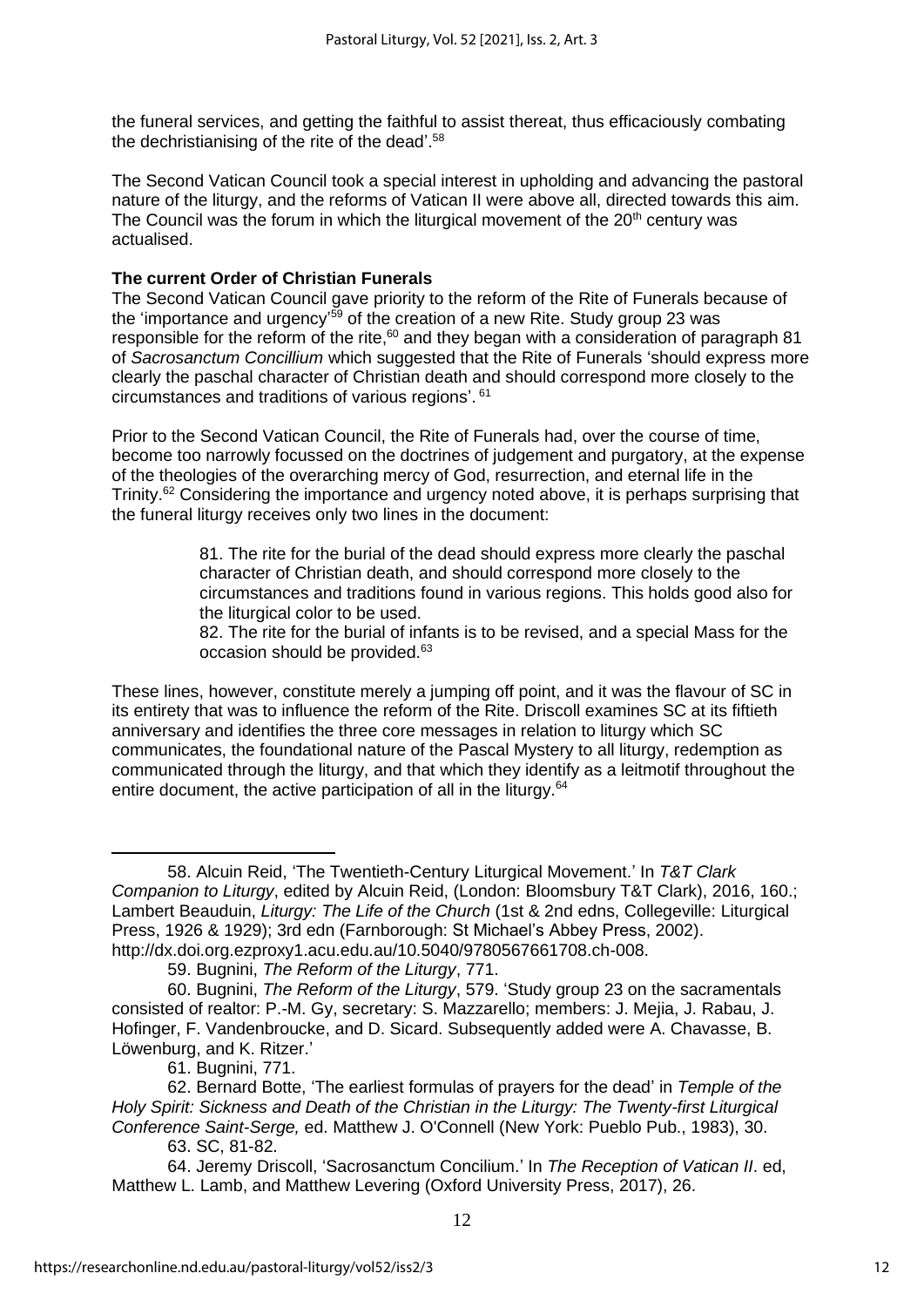the funeral services, and getting the faithful to assist thereat, thus efficaciously combating the dechristianising of the rite of the dead'.[58]

The Second Vatican Council took a special interest in upholding and advancing the pastoral nature of the liturgy, and the reforms of Vatican II were above all, directed towards this aim. The Council was the forum in which the liturgical movement of the 20th century was actualised.

**The current Order of Christian Funerals**

The Second Vatican Council gave priority to the reform of the Rite of Funerals because of the 'importance and urgency'[59] of the creation of a new Rite. Study group 23 was responsible for the reform of the rite,[60] and they began with a consideration of paragraph 81 of *Sacrosanctum Concillium* which suggested that the Rite of Funerals 'should express more clearly the paschal character of Christian death and should correspond more closely to the circumstances and traditions of various regions'. [61]

Prior to the Second Vatican Council, the Rite of Funerals had, over the course of time, become too narrowly focussed on the doctrines of judgement and purgatory, at the expense of the theologies of the overarching mercy of God, resurrection, and eternal life in the Trinity.[62] Considering the importance and urgency noted above, it is perhaps surprising that the funeral liturgy receives only two lines in the document:

> 81. The rite for the burial of the dead should express more clearly the paschal character of Christian death, and should correspond more closely to the circumstances and traditions found in various regions. This holds good also for the liturgical color to be used.
>
> 82. The rite for the burial of infants is to be revised, and a special Mass for the occasion should be provided.[63]

These lines, however, constitute merely a jumping off point, and it was the flavour of SC in its entirety that was to influence the reform of the Rite. Driscoll examines SC at its fiftieth anniversary and identifies the three core messages in relation to liturgy which SC communicates, the foundational nature of the Pascal Mystery to all liturgy, redemption as communicated through the liturgy, and that which they identify as a leitmotif throughout the entire document, the active participation of all in the liturgy.[64]

---

58. Alcuin Reid, 'The Twentieth-Century Liturgical Movement.' In *T&T Clark Companion to Liturgy*, edited by Alcuin Reid, (London: Bloomsbury T&T Clark), 2016, 160.; Lambert Beauduin, *Liturgy: The Life of the Church* (1st & 2nd edns, Collegeville: Liturgical Press, 1926 & 1929); 3rd edn (Farnborough: St Michael's Abbey Press, 2002). http://dx.doi.org.ezproxy1.acu.edu.au/10.5040/9780567661708.ch-008.

59. Bugnini, *The Reform of the Liturgy*, 771.

60. Bugnini, *The Reform of the Liturgy*, 579. 'Study group 23 on the sacramentals consisted of realtor: P.-M. Gy, secretary: S. Mazzarello; members: J. Mejia, J. Rabau, J. Hofinger, F. Vandenbroucke, and D. Sicard. Subsequently added were A. Chavasse, B. Löwenburg, and K. Ritzer.'

61. Bugnini, 771.

62. Bernard Botte, 'The earliest formulas of prayers for the dead' in *Temple of the Holy Spirit: Sickness and Death of the Christian in the Liturgy: The Twenty-first Liturgical Conference Saint-Serge,* ed. Matthew J. O'Connell (New York: Pueblo Pub., 1983), 30.

63. SC, 81-82.

64. Jeremy Driscoll, 'Sacrosanctum Concilium.' In *The Reception of Vatican II*. ed, Matthew L. Lamb, and Matthew Levering (Oxford University Press, 2017), 26.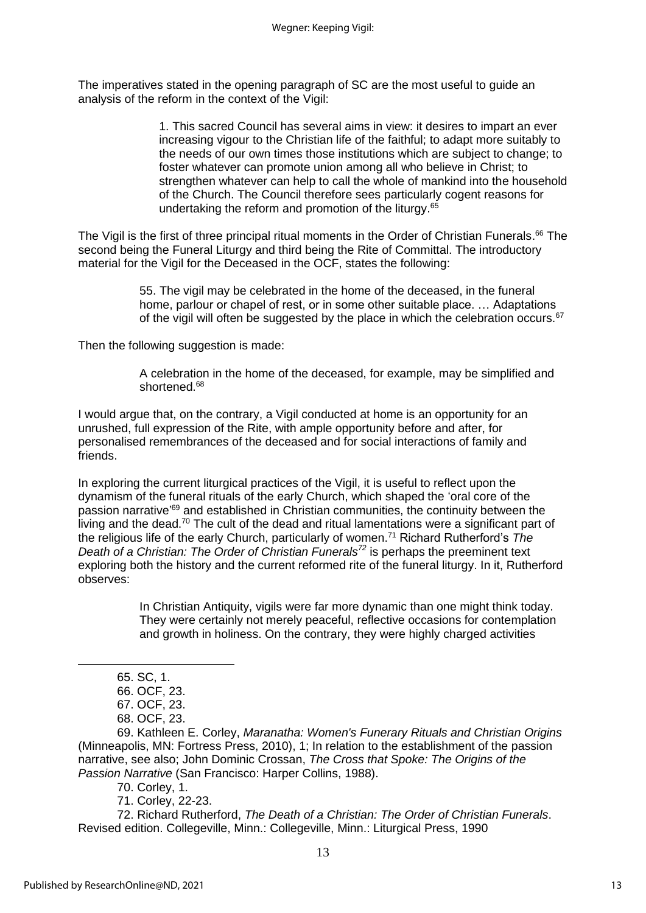The imperatives stated in the opening paragraph of SC are the most useful to guide an analysis of the reform in the context of the Vigil:

> 1. This sacred Council has several aims in view: it desires to impart an ever increasing vigour to the Christian life of the faithful; to adapt more suitably to the needs of our own times those institutions which are subject to change; to foster whatever can promote union among all who believe in Christ; to strengthen whatever can help to call the whole of mankind into the household of the Church. The Council therefore sees particularly cogent reasons for undertaking the reform and promotion of the liturgy.[65]

The Vigil is the first of three principal ritual moments in the Order of Christian Funerals.[66] The second being the Funeral Liturgy and third being the Rite of Committal. The introductory material for the Vigil for the Deceased in the OCF, states the following:

> 55. The vigil may be celebrated in the home of the deceased, in the funeral home, parlour or chapel of rest, or in some other suitable place. … Adaptations of the vigil will often be suggested by the place in which the celebration occurs.[67]

Then the following suggestion is made:

> A celebration in the home of the deceased, for example, may be simplified and shortened.[68]

I would argue that, on the contrary, a Vigil conducted at home is an opportunity for an unrushed, full expression of the Rite, with ample opportunity before and after, for personalised remembrances of the deceased and for social interactions of family and friends.

In exploring the current liturgical practices of the Vigil, it is useful to reflect upon the dynamism of the funeral rituals of the early Church, which shaped the 'oral core of the passion narrative'[69] and established in Christian communities, the continuity between the living and the dead.[70] The cult of the dead and ritual lamentations were a significant part of the religious life of the early Church, particularly of women.[71] Richard Rutherford's *The Death of a Christian: The Order of Christian Funerals*[72] is perhaps the preeminent text exploring both the history and the current reformed rite of the funeral liturgy. In it, Rutherford observes:

> In Christian Antiquity, vigils were far more dynamic than one might think today. They were certainly not merely peaceful, reflective occasions for contemplation and growth in holiness. On the contrary, they were highly charged activities

---

65. SC, 1.

66. OCF, 23.

67. OCF, 23.

68. OCF, 23.

69. Kathleen E. Corley, *Maranatha: Women's Funerary Rituals and Christian Origins* (Minneapolis, MN: Fortress Press, 2010), 1; In relation to the establishment of the passion narrative, see also; John Dominic Crossan, *The Cross that Spoke: The Origins of the Passion Narrative* (San Francisco: Harper Collins, 1988).

70. Corley, 1.

71. Corley, 22-23.

72. Richard Rutherford, *The Death of a Christian: The Order of Christian Funerals*. Revised edition. Collegeville, Minn.: Collegeville, Minn.: Liturgical Press, 1990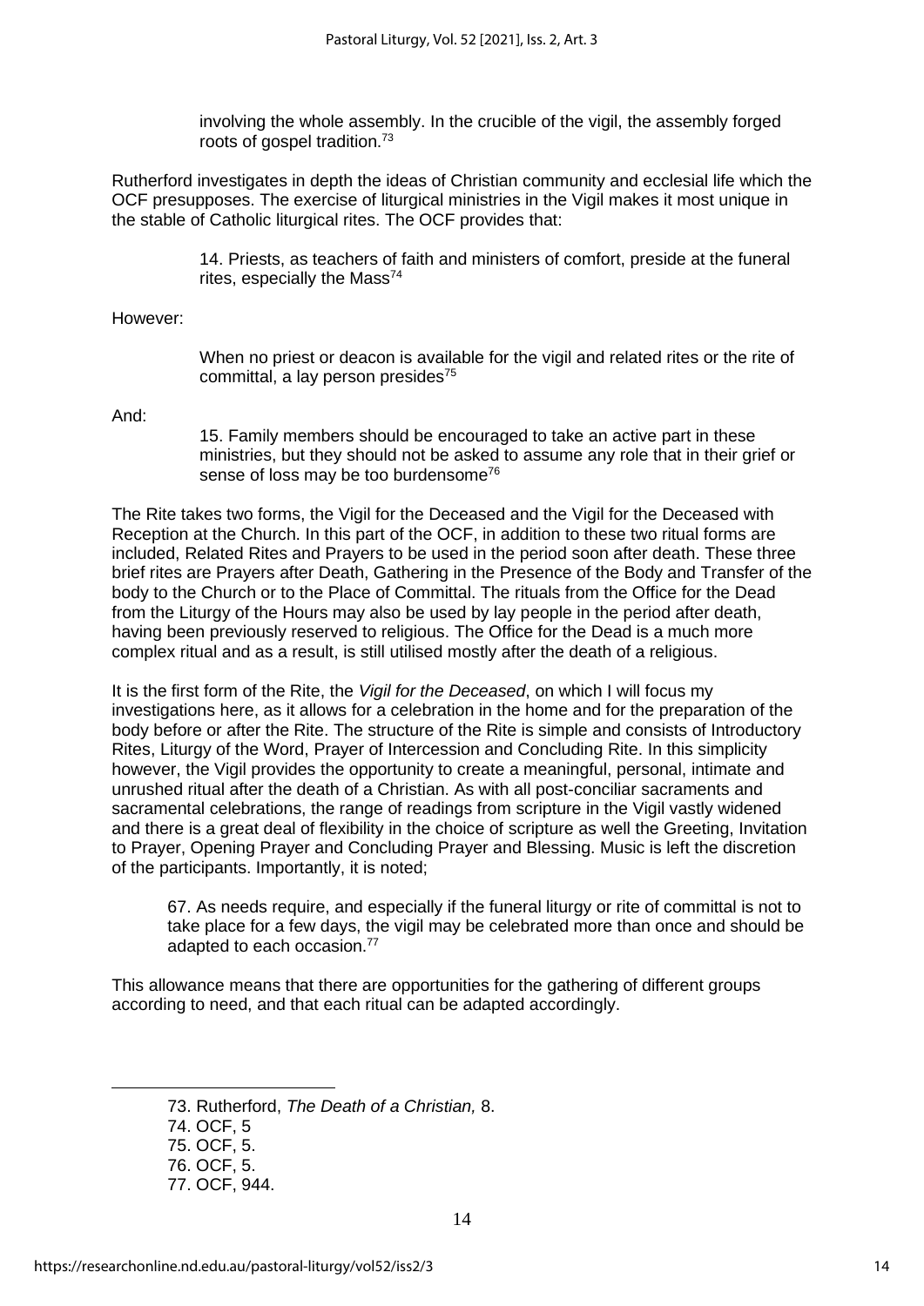> involving the whole assembly. In the crucible of the vigil, the assembly forged roots of gospel tradition.[73]

Rutherford investigates in depth the ideas of Christian community and ecclesial life which the OCF presupposes. The exercise of liturgical ministries in the Vigil makes it most unique in the stable of Catholic liturgical rites. The OCF provides that:

> 14. Priests, as teachers of faith and ministers of comfort, preside at the funeral rites, especially the Mass[74]

However:

> When no priest or deacon is available for the vigil and related rites or the rite of committal, a lay person presides[75]

And:

> 15. Family members should be encouraged to take an active part in these ministries, but they should not be asked to assume any role that in their grief or sense of loss may be too burdensome[76]

The Rite takes two forms, the Vigil for the Deceased and the Vigil for the Deceased with Reception at the Church. In this part of the OCF, in addition to these two ritual forms are included, Related Rites and Prayers to be used in the period soon after death. These three brief rites are Prayers after Death, Gathering in the Presence of the Body and Transfer of the body to the Church or to the Place of Committal. The rituals from the Office for the Dead from the Liturgy of the Hours may also be used by lay people in the period after death, having been previously reserved to religious. The Office for the Dead is a much more complex ritual and as a result, is still utilised mostly after the death of a religious.

It is the first form of the Rite, the *Vigil for the Deceased*, on which I will focus my investigations here, as it allows for a celebration in the home and for the preparation of the body before or after the Rite. The structure of the Rite is simple and consists of Introductory Rites, Liturgy of the Word, Prayer of Intercession and Concluding Rite. In this simplicity however, the Vigil provides the opportunity to create a meaningful, personal, intimate and unrushed ritual after the death of a Christian. As with all post-conciliar sacraments and sacramental celebrations, the range of readings from scripture in the Vigil vastly widened and there is a great deal of flexibility in the choice of scripture as well the Greeting, Invitation to Prayer, Opening Prayer and Concluding Prayer and Blessing. Music is left the discretion of the participants. Importantly, it is noted;

> 67. As needs require, and especially if the funeral liturgy or rite of committal is not to take place for a few days, the vigil may be celebrated more than once and should be adapted to each occasion.[77]

This allowance means that there are opportunities for the gathering of different groups according to need, and that each ritual can be adapted accordingly.

---

73. Rutherford, *The Death of a Christian,* 8.
74. OCF, 5
75. OCF, 5.
76. OCF, 5.
77. OCF, 944.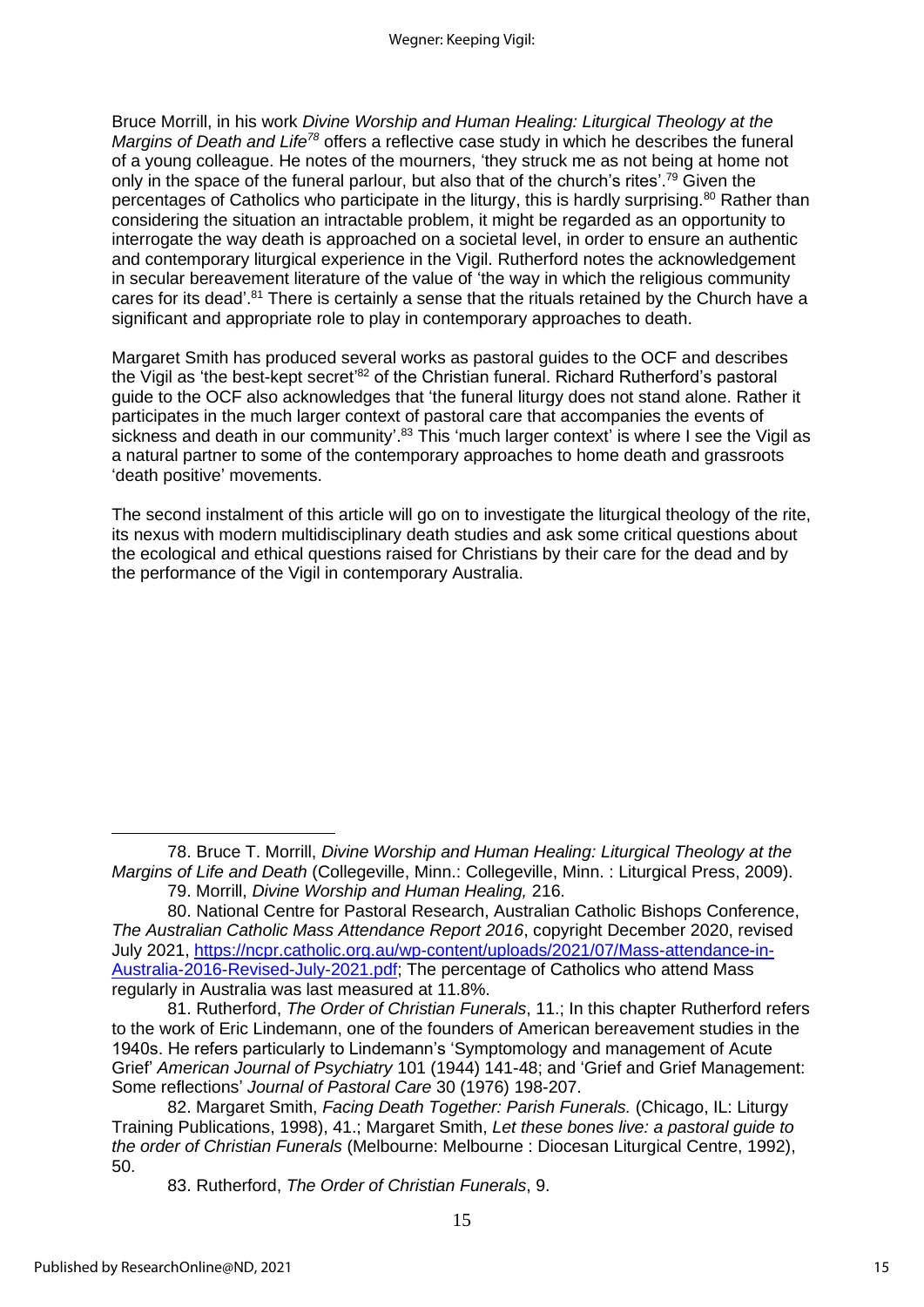Bruce Morrill, in his work *Divine Worship and Human Healing: Liturgical Theology at the Margins of Death and Life*[78] offers a reflective case study in which he describes the funeral of a young colleague. He notes of the mourners, 'they struck me as not being at home not only in the space of the funeral parlour, but also that of the church's rites'.[79] Given the percentages of Catholics who participate in the liturgy, this is hardly surprising.[80] Rather than considering the situation an intractable problem, it might be regarded as an opportunity to interrogate the way death is approached on a societal level, in order to ensure an authentic and contemporary liturgical experience in the Vigil. Rutherford notes the acknowledgement in secular bereavement literature of the value of 'the way in which the religious community cares for its dead'.[81] There is certainly a sense that the rituals retained by the Church have a significant and appropriate role to play in contemporary approaches to death.

Margaret Smith has produced several works as pastoral guides to the OCF and describes the Vigil as 'the best-kept secret'[82] of the Christian funeral. Richard Rutherford's pastoral guide to the OCF also acknowledges that 'the funeral liturgy does not stand alone. Rather it participates in the much larger context of pastoral care that accompanies the events of sickness and death in our community'.[83] This 'much larger context' is where I see the Vigil as a natural partner to some of the contemporary approaches to home death and grassroots 'death positive' movements.

The second instalment of this article will go on to investigate the liturgical theology of the rite, its nexus with modern multidisciplinary death studies and ask some critical questions about the ecological and ethical questions raised for Christians by their care for the dead and by the performance of the Vigil in contemporary Australia.

---

78. Bruce T. Morrill, *Divine Worship and Human Healing: Liturgical Theology at the Margins of Life and Death* (Collegeville, Minn.: Collegeville, Minn. : Liturgical Press, 2009).

79. Morrill, *Divine Worship and Human Healing,* 216.

80. National Centre for Pastoral Research, Australian Catholic Bishops Conference, *The Australian Catholic Mass Attendance Report 2016*, copyright December 2020, revised July 2021, https://ncpr.catholic.org.au/wp-content/uploads/2021/07/Mass-attendance-in-Australia-2016-Revised-July-2021.pdf; The percentage of Catholics who attend Mass regularly in Australia was last measured at 11.8%.

81. Rutherford, *The Order of Christian Funerals*, 11.; In this chapter Rutherford refers to the work of Eric Lindemann, one of the founders of American bereavement studies in the 1940s. He refers particularly to Lindemann's 'Symptomology and management of Acute Grief' *American Journal of Psychiatry* 101 (1944) 141-48; and 'Grief and Grief Management: Some reflections' *Journal of Pastoral Care* 30 (1976) 198-207.

82. Margaret Smith, *Facing Death Together: Parish Funerals.* (Chicago, IL: Liturgy Training Publications, 1998), 41.; Margaret Smith, *Let these bones live: a pastoral guide to the order of Christian Funerals* (Melbourne: Melbourne : Diocesan Liturgical Centre, 1992), 50.

83. Rutherford, *The Order of Christian Funerals*, 9.